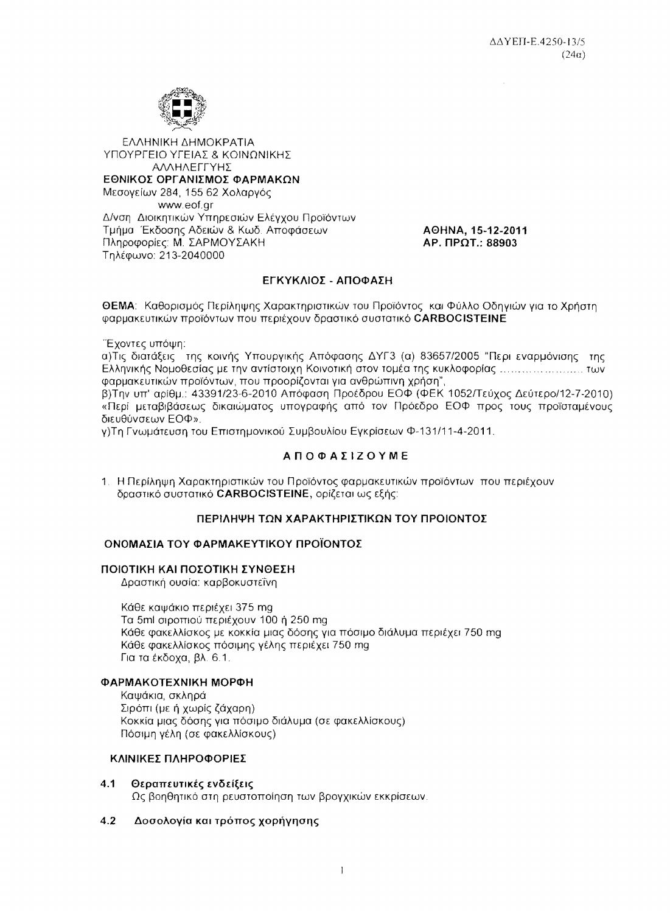ΔΔΥΕΠ-Ε.4250-13/5
(24α)

ΕΛΛΗΝΙΚΗ ΔΗΜΟΚΡΑΤΙΑ
ΥΠΟΥΡΓΕΙΟ ΥΓΕΙΑΣ & ΚΟΙΝΩΝΙΚΗΣ ΑΛΛΗΛΕΓΓΥΗΣ
**ΕΘΝΙΚΟΣ ΟΡΓΑΝΙΣΜΟΣ ΦΑΡΜΑΚΩΝ**
Μεσογείων 284, 155 62 Χολαργός
www.eof.gr
Δ/νση Διοικητικών Υπηρεσιών Ελέγχου Προϊόντων
Τμήμα Έκδοσης Αδειών & Κωδ. Αποφάσεων
Πληροφορίες: Μ. ΣΑΡΜΟΥΣΑΚΗ
Τηλέφωνο: 213-2040000

**ΑΘΗΝΑ, 15-12-2011**
**ΑΡ. ΠΡΩΤ.: 88903**

## ΕΓΚΥΚΛΙΟΣ - ΑΠΟΦΑΣΗ

**ΘΕΜΑ**: Καθορισμός Περίληψης Χαρακτηριστικών του Προϊόντος και Φύλλο Οδηγιών για το Χρήστη φαρμακευτικών προϊόντων που περιέχουν δραστικό συστατικό **CARBOCISTEINE**

Έχοντες υπόψη:

α) Τις διατάξεις της κοινής Υπουργικής Απόφασης ΔΥΓ3 (α) 83657/2005 "Περι εναρμόνισης της Ελληνικής Νομοθεσίας με την αντίστοιχη Κοινοτική στον τομέα της κυκλοφορίας ...................... των φαρμακευτικών προϊόντων, που προορίζονται για ανθρώπινη χρήση",

β) Την υπ' αρίθμ.: 43391/23-6-2010 Απόφαση Προέδρου ΕΟΦ (ΦΕΚ 1052/Τεύχος Δεύτερο/12-7-2010) «Περί μεταβιβάσεως δικαιώματος υπογραφής από τον Πρόεδρο ΕΟΦ προς τους προϊσταμένους διευθύνσεων ΕΟΦ».

γ) Τη Γνωμάτευση του Επιστημονικού Συμβουλίου Εγκρίσεων Φ-131/11-4-2011.

## ΑΠΟΦΑΣΙΖΟΥΜΕ

1. Η Περίληψη Χαρακτηριστικών του Προϊόντος φαρμακευτικών προϊόντων που περιέχουν δραστικό συστατικό **CARBOCISTEINE**, ορίζεται ως εξής:

## ΠΕΡΙΛΗΨΗ ΤΩΝ ΧΑΡΑΚΤΗΡΙΣΤΙΚΩΝ ΤΟΥ ΠΡΟΙΟΝΤΟΣ

### ΟΝΟΜΑΣΙΑ ΤΟΥ ΦΑΡΜΑΚΕΥΤΙΚΟΥ ΠΡΟΪΟΝΤΟΣ

### ΠΟΙΟΤΙΚΗ ΚΑΙ ΠΟΣΟΤΙΚΗ ΣΥΝΘΕΣΗ

Δραστική ουσία: καρβοκυστεΐνη

Κάθε καψάκιο περιέχει 375 mg
Τα 5ml σιροπιού περιέχουν 100 ή 250 mg
Κάθε φακελλίσκος με κοκκία μιας δόσης για πόσιμο διάλυμα περιέχει 750 mg
Κάθε φακελλίσκος πόσιμης γέλης περιέχει 750 mg
Για τα έκδοχα, βλ. 6.1.

### ΦΑΡΜΑΚΟΤΕΧΝΙΚΗ ΜΟΡΦΗ

Καψάκια, σκληρά
Σιρόπι (με ή χωρίς ζάχαρη)
Κοκκία μιας δόσης για πόσιμο διάλυμα (σε φακελλίσκους)
Πόσιμη γέλη (σε φακελλίσκους)

### ΚΛΙΝΙΚΕΣ ΠΛΗΡΟΦΟΡΙΕΣ

**4.1 Θεραπευτικές ενδείξεις**

Ως βοηθητικό στη ρευστοποίηση των βρογχικών εκκρίσεων.

**4.2 Δοσολογία και τρόπος χορήγησης**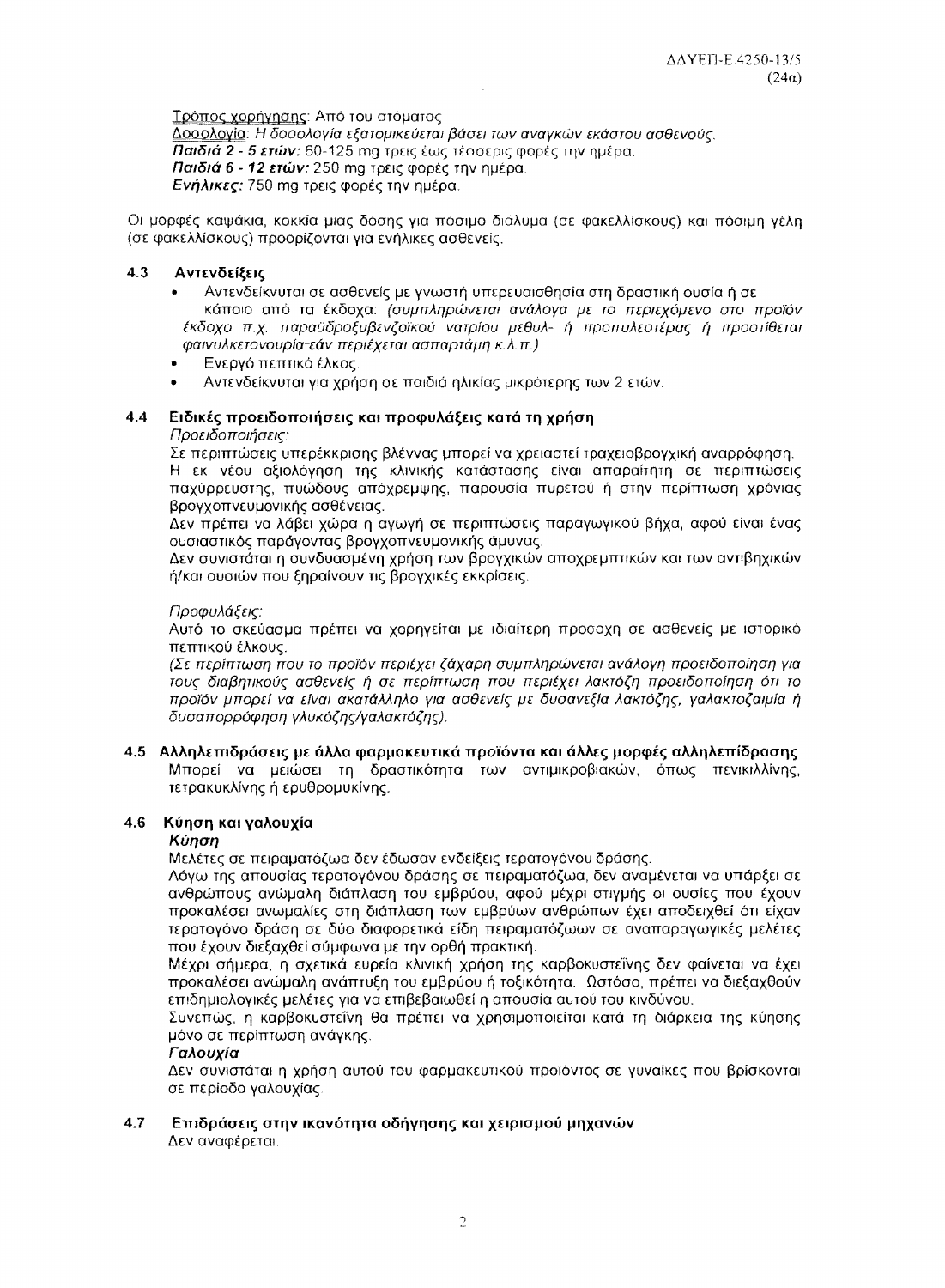Τρόπος χορήγησης: Από του στόματος
Δοσολογία: *Η δοσολογία εξατομικεύεται βάσει των αναγκών εκάστου ασθενούς.*
***Παιδιά 2 - 5 ετών:*** 60-125 mg τρεις έως τέσσερις φορές την ημέρα.
***Παιδιά 6 - 12 ετών:*** 250 mg τρεις φορές την ημέρα.
***Ενήλικες:*** 750 mg τρεις φορές την ημέρα.

Οι μορφές καψάκια, κοκκία μιας δόσης για πόσιμο διάλυμα (σε φακελλίσκους) και πόσιμη γέλη (σε φακελλίσκους) προορίζονται για ενήλικες ασθενείς.

### 4.3 Αντενδείξεις

- Αντενδείκνυται σε ασθενείς με γνωστή υπερευαισθησία στη δραστική ουσία ή σε κάποιο από τα έκδοχα: *(συμπληρώνεται ανάλογα με το περιεχόμενο στο προϊόν έκδοχο π.χ. παραϋδροξυβενζοϊκού νατρίου μεθυλ- ή προπυλεστέρας ή προστίθεται φαινυλκετονουρία-εάν περιέχεται ασπαρτάμη κ.λ.π.)*
- Ενεργό πεπτικό έλκος.
- Αντενδείκνυται για χρήση σε παιδιά ηλικίας μικρότερης των 2 ετών.

### 4.4 Ειδικές προειδοποιήσεις και προφυλάξεις κατά τη χρήση

*Προειδοποιήσεις:*

Σε περιπτώσεις υπερέκκρισης βλέννας μπορεί να χρειαστεί τραχειοβρογχική αναρρόφηση.
Η εκ νέου αξιολόγηση της κλινικής κατάστασης είναι απαραίτητη σε περιπτώσεις παχύρρευστης, πυώδους απόχρεμψης, παρουσία πυρετού ή στην περίπτωση χρόνιας βρογχοπνευμονικής ασθένειας.
Δεν πρέπει να λάβει χώρα η αγωγή σε περιπτώσεις παραγωγικού βήχα, αφού είναι ένας ουσιαστικός παράγοντας βρογχοπνευμονικής άμυνας.
Δεν συνιστάται η συνδυασμένη χρήση των βρογχικών αποχρεμπτικών και των αντιβηχικών ή/και ουσιών που ξηραίνουν τις βρογχικές εκκρίσεις.

*Προφυλάξεις:*

Αυτό το σκεύασμα πρέπει να χορηγείται με ιδιαίτερη προσοχή σε ασθενείς με ιστορικό πεπτικού έλκους.
*(Σε περίπτωση που το προϊόν περιέχει ζάχαρη συμπληρώνεται ανάλογη προειδοποίηση για τους διαβητικούς ασθενείς ή σε περίπτωση που περιέχει λακτόζη προειδοποίηση ότι το προϊόν μπορεί να είναι ακατάλληλο για ασθενείς με δυσανεξία λακτόζης, γαλακτοζαιμία ή δυσαπορρόφηση γλυκόζης/γαλακτόζης).*

### 4.5 Αλληλεπιδράσεις με άλλα φαρμακευτικά προϊόντα και άλλες μορφές αλληλεπίδρασης

Μπορεί να μειώσει τη δραστικότητα των αντιμικροβιακών, όπως πενικιλλίνης, τετρακυκλίνης ή ερυθρομυκίνης.

### 4.6 Κύηση και γαλουχία

***Κύηση***

Μελέτες σε πειραματόζωα δεν έδωσαν ενδείξεις τερατογόνου δράσης.
Λόγω της απουσίας τερατογόνου δράσης σε πειραματόζωα, δεν αναμένεται να υπάρξει σε ανθρώπους ανώμαλη διάπλαση του εμβρύου, αφού μέχρι στιγμής οι ουσίες που έχουν προκαλέσει ανωμαλίες στη διάπλαση των εμβρύων ανθρώπων έχει αποδειχθεί ότι είχαν τερατογόνο δράση σε δύο διαφορετικά είδη πειραματόζωων σε αναπαραγωγικές μελέτες που έχουν διεξαχθεί σύμφωνα με την ορθή πρακτική.
Μέχρι σήμερα, η σχετικά ευρεία κλινική χρήση της καρβοκυστεΐνης δεν φαίνεται να έχει προκαλέσει ανώμαλη ανάπτυξη του εμβρύου ή τοξικότητα. Ωστόσο, πρέπει να διεξαχθούν επιδημιολογικές μελέτες για να επιβεβαιωθεί η απουσία αυτού του κινδύνου.
Συνεπώς, η καρβοκυστεΐνη θα πρέπει να χρησιμοποιείται κατά τη διάρκεια της κύησης μόνο σε περίπτωση ανάγκης.

***Γαλουχία***

Δεν συνιστάται η χρήση αυτού του φαρμακευτικού προϊόντος σε γυναίκες που βρίσκονται σε περίοδο γαλουχίας.

### 4.7 Επιδράσεις στην ικανότητα οδήγησης και χειρισμού μηχανών

Δεν αναφέρεται.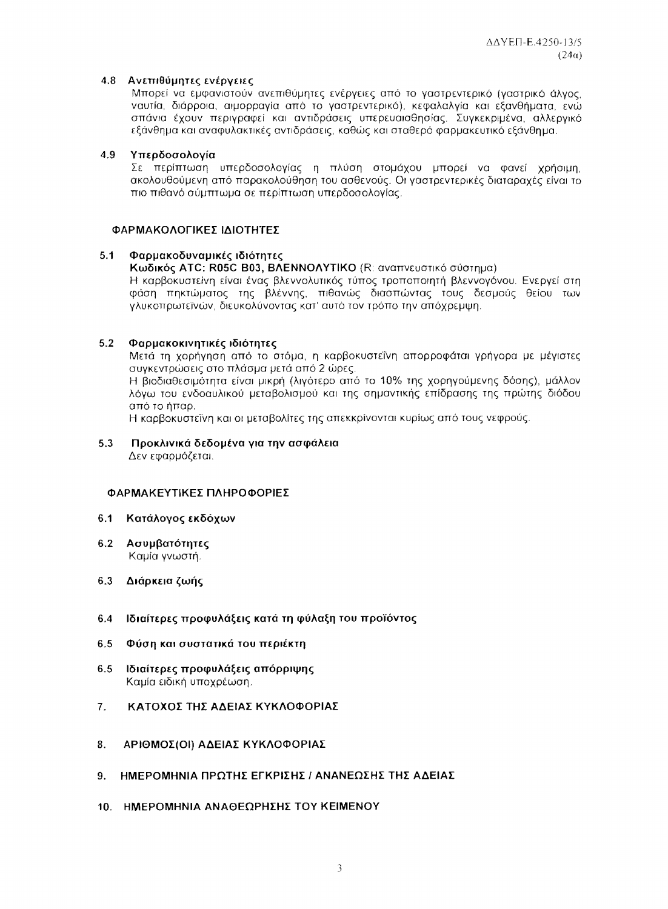### 4.8 Ανεπιθύμητες ενέργειες

Μπορεί να εμφανιστούν ανεπιθύμητες ενέργειες από το γαστρεντερικό (γαστρικό άλγος, ναυτία, διάρροια, αιμορραγία από το γαστρεντερικό), κεφαλαλγία και εξανθήματα, ενώ σπάνια έχουν περιγραφεί και αντιδράσεις υπερευαισθησίας. Συγκεκριμένα, αλλεργικό εξάνθημα και αναφυλακτικές αντιδράσεις, καθώς και σταθερό φαρμακευτικό εξάνθημα.

### 4.9 Υπερδοσολογία

Σε περίπτωση υπερδοσολογίας η πλύση στομάχου μπορεί να φανεί χρήσιμη, ακολουθούμενη από παρακολούθηση του ασθενούς. Οι γαστρεντερικές διαταραχές είναι το πιο πιθανό σύμπτωμα σε περίπτωση υπερδοσολογίας.

## ΦΑΡΜΑΚΟΛΟΓΙΚΕΣ ΙΔΙΟΤΗΤΕΣ

### 5.1 Φαρμακοδυναμικές ιδιότητες

**Κωδικός ATC: R05C B03, ΒΛΕΝΝΟΛΥΤΙΚΟ** (R: αναπνευστικό σύστημα)

Η καρβοκυστεΐνη είναι ένας βλεννολυτικός τύπος τροποποιητή βλεννογόνου. Ενεργεί στη φάση πηκτώματος της βλέννης, πιθανώς διασπώντας τους δεσμούς θείου των γλυκοπρωτεϊνών, διευκολύνοντας κατ' αυτό τον τρόπο την απόχρεμψη.

### 5.2 Φαρμακοκινητικές ιδιότητες

Μετά τη χορήγηση από το στόμα, η καρβοκυστεΐνη απορροφάται γρήγορα με μέγιστες συγκεντρώσεις στο πλάσμα μετά από 2 ώρες.

Η βιοδιαθεσιμότητα είναι μικρή (λιγότερο από το 10% της χορηγούμενης δόσης), μάλλον λόγω του ενδοαυλικού μεταβολισμού και της σημαντικής επίδρασης της πρώτης διόδου από το ήπαρ.

Η καρβοκυστεΐνη και οι μεταβολίτες της απεκκρίνονται κυρίως από τους νεφρούς.

### 5.3 Προκλινικά δεδομένα για την ασφάλεια

Δεν εφαρμόζεται.

## ΦΑΡΜΑΚΕΥΤΙΚΕΣ ΠΛΗΡΟΦΟΡΙΕΣ

### 6.1 Κατάλογος εκδόχων

### 6.2 Ασυμβατότητες

Καμία γνωστή.

### 6.3 Διάρκεια ζωής

### 6.4 Ιδιαίτερες προφυλάξεις κατά τη φύλαξη του προϊόντος

### 6.5 Φύση και συστατικά του περιέκτη

### 6.5 Ιδιαίτερες προφυλάξεις απόρριψης

Καμία ειδική υποχρέωση.

## 7. ΚΑΤΟΧΟΣ ΤΗΣ ΑΔΕΙΑΣ ΚΥΚΛΟΦΟΡΙΑΣ

## 8. ΑΡΙΘΜΟΣ(ΟΙ) ΑΔΕΙΑΣ ΚΥΚΛΟΦΟΡΙΑΣ

## 9. ΗΜΕΡΟΜΗΝΙΑ ΠΡΩΤΗΣ ΕΓΚΡΙΣΗΣ / ΑΝΑΝΕΩΣΗΣ ΤΗΣ ΑΔΕΙΑΣ

## 10. ΗΜΕΡΟΜΗΝΙΑ ΑΝΑΘΕΩΡΗΣΗΣ ΤΟΥ ΚΕΙΜΕΝΟΥ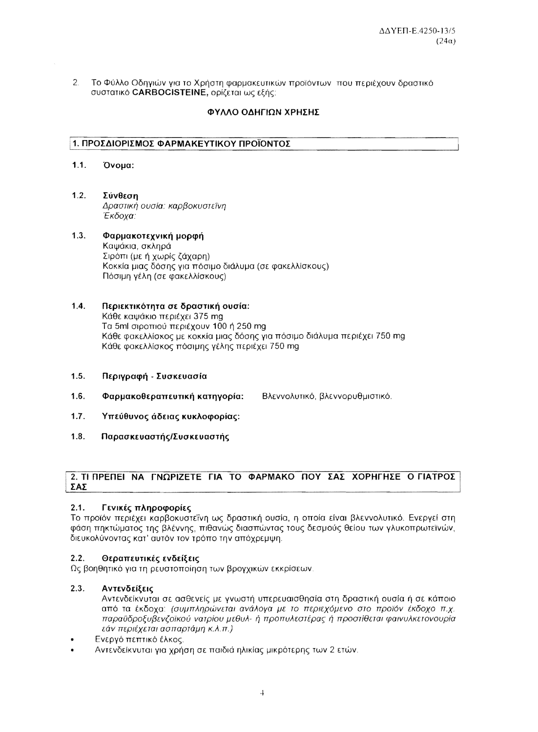ΔΔΥΕΠ-Ε.4250-13/5
(24α)

2. Το Φύλλο Οδηγιών για το Χρήστη φαρμακευτικών προϊόντων που περιέχουν δραστικό συστατικό **CARBOCISTEINE**, ορίζεται ως εξής:

## ΦΥΛΛΟ ΟΔΗΓΙΩΝ ΧΡΗΣΗΣ

## 1. ΠΡΟΣΔΙΟΡΙΣΜΟΣ ΦΑΡΜΑΚΕΥΤΙΚΟΥ ΠΡΟΪΟΝΤΟΣ

**1.1. Όνομα:**

**1.2. Σύνθεση**

*Δραστική ουσία: καρβοκυστεΐνη*
*Έκδοχα:*

**1.3. Φαρμακοτεχνική μορφή**

Καψάκια, σκληρά
Σιρόπι (με ή χωρίς ζάχαρη)
Κοκκία μιας δόσης για πόσιμο διάλυμα (σε φακελλίσκους)
Πόσιμη γέλη (σε φακελλίσκους)

**1.4. Περιεκτικότητα σε δραστική ουσία:**

Κάθε καψάκιο περιέχει 375 mg
Τα 5ml σιροπιού περιέχουν 100 ή 250 mg
Κάθε φακελλίσκος με κοκκία μιας δόσης για πόσιμο διάλυμα περιέχει 750 mg
Κάθε φακελλίσκος πόσιμης γέλης περιέχει 750 mg

**1.5. Περιγραφή - Συσκευασία**

**1.6. Φαρμακοθεραπευτική κατηγορία:** Βλεννολυτικό, βλεννορυθμιστικό.

**1.7. Υπεύθυνος άδειας κυκλοφορίας:**

**1.8. Παρασκευαστής/Συσκευαστής**

## 2. ΤΙ ΠΡΕΠΕΙ ΝΑ ΓΝΩΡΙΖΕΤΕ ΓΙΑ ΤΟ ΦΑΡΜΑΚΟ ΠΟΥ ΣΑΣ ΧΟΡΗΓΗΣΕ Ο ΓΙΑΤΡΟΣ ΣΑΣ

**2.1. Γενικές πληροφορίες**

Το προϊόν περιέχει καρβοκυστεΐνη ως δραστική ουσία, η οποία είναι βλεννολυτικό. Ενεργεί στη φάση πηκτώματος της βλέννης, πιθανώς διασπώντας τους δεσμούς θείου των γλυκοπρωτεϊνών, διευκολύνοντας κατ' αυτόν τον τρόπο την απόχρεμψη.

**2.2. Θεραπευτικές ενδείξεις**

Ως βοηθητικό για τη ρευστοποίηση των βρογχικών εκκρίσεων.

**2.3. Αντενδείξεις**

Αντενδείκνυται σε ασθενείς με γνωστή υπερευαισθησία στη δραστική ουσία ή σε κάποιο από τα έκδοχα: *(συμπληρώνεται ανάλογα με το περιεχόμενο στο προϊόν έκδοχο π.χ. παραϋδροξυβενζοϊκού νατρίου μεθυλ- ή προπυλεστέρας ή προστίθεται φαινυλκετονουρία εάν περιέχεται ασπαρτάμη κ.λ.π.)*

- Ενεργό πεπτικό έλκος.
- Αντενδείκνυται για χρήση σε παιδιά ηλικίας μικρότερης των 2 ετών.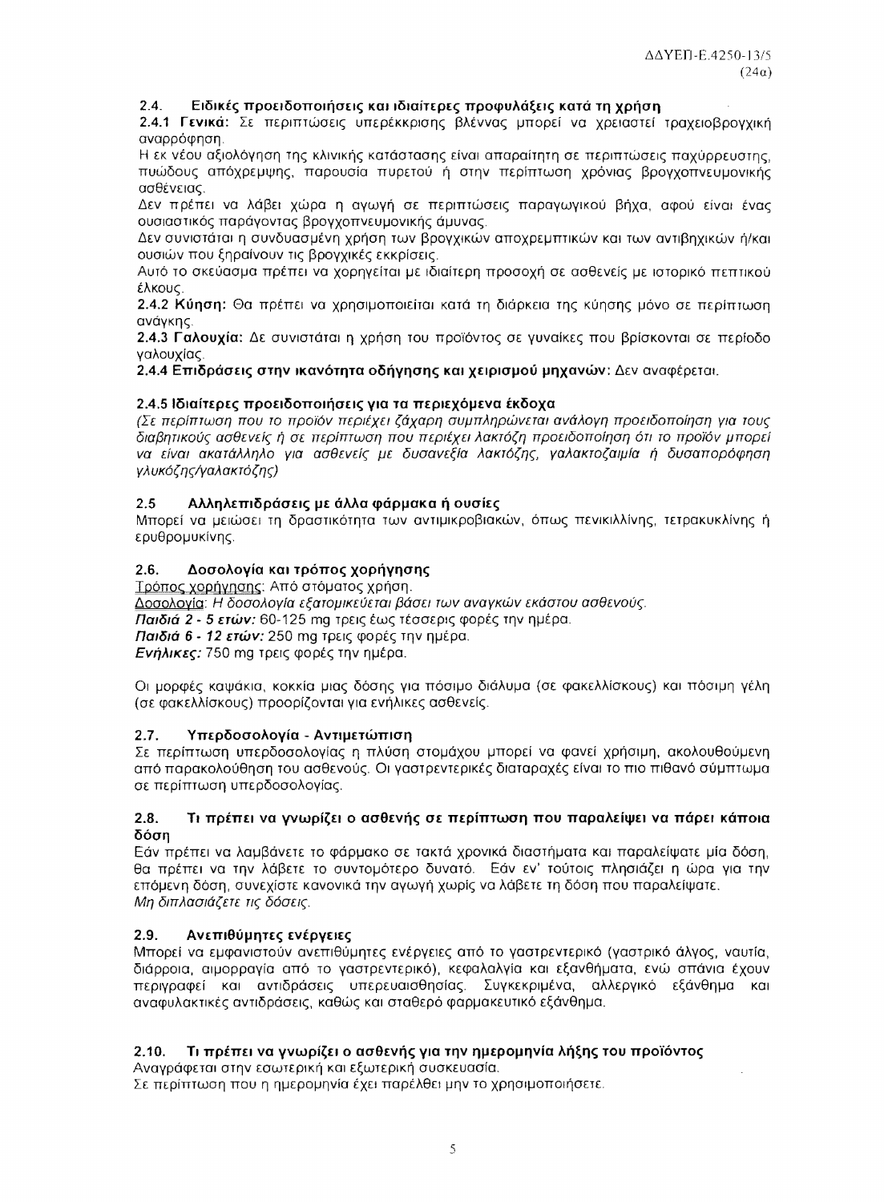## 2.4. Ειδικές προειδοποιήσεις και ιδιαίτερες προφυλάξεις κατά τη χρήση

**2.4.1 Γενικά:** Σε περιπτώσεις υπερέκκρισης βλέννας μπορεί να χρειαστεί τραχειοβρογχική αναρρόφηση.

Η εκ νέου αξιολόγηση της κλινικής κατάστασης είναι απαραίτητη σε περιπτώσεις παχύρρευστης, πυώδους απόχρεμψης, παρουσία πυρετού ή στην περίπτωση χρόνιας βρογχοπνευμονικής ασθένειας.

Δεν πρέπει να λάβει χώρα η αγωγή σε περιπτώσεις παραγωγικού βήχα, αφού είναι ένας ουσιαστικός παράγοντας βρογχοπνευμονικής άμυνας.

Δεν συνιστάται η συνδυασμένη χρήση των βρογχικών αποχρεμπτικών και των αντιβηχικών ή/και ουσιών που ξηραίνουν τις βρογχικές εκκρίσεις.

Αυτό το σκεύασμα πρέπει να χορηγείται με ιδιαίτερη προσοχή σε ασθενείς με ιστορικό πεπτικού έλκους.

**2.4.2 Κύηση:** Θα πρέπει να χρησιμοποιείται κατά τη διάρκεια της κύησης μόνο σε περίπτωση ανάγκης.

**2.4.3 Γαλουχία:** Δε συνιστάται η χρήση του προϊόντος σε γυναίκες που βρίσκονται σε περίοδο γαλουχίας.

**2.4.4 Επιδράσεις στην ικανότητα οδήγησης και χειρισμού μηχανών:** Δεν αναφέρεται.

**2.4.5 Ιδιαίτερες προειδοποιήσεις για τα περιεχόμενα έκδοχα**

*(Σε περίπτωση που το προϊόν περιέχει ζάχαρη συμπληρώνεται ανάλογη προειδοποίηση για τους διαβητικούς ασθενείς ή σε περίπτωση που περιέχει λακτόζη προειδοποίηση ότι το προϊόν μπορεί να είναι ακατάλληλο για ασθενείς με δυσανεξία λακτόζης, γαλακτοζαιμία ή δυσαπορρόφηση γλυκόζης/γαλακτόζης)*

## 2.5 Αλληλεπιδράσεις με άλλα φάρμακα ή ουσίες

Μπορεί να μειώσει τη δραστικότητα των αντιμικροβιακών, όπως πενικιλλίνης, τετρακυκλίνης ή ερυθρομυκίνης.

## 2.6. Δοσολογία και τρόπος χορήγησης

<u>Τρόπος χορήγησης</u>: Από στόματος χρήση.

<u>Δοσολογία</u>: *Η δοσολογία εξατομικεύεται βάσει των αναγκών εκάστου ασθενούς.*

***Παιδιά 2 - 5 ετών:*** 60-125 mg τρεις έως τέσσερις φορές την ημέρα.

***Παιδιά 6 - 12 ετών:*** 250 mg τρεις φορές την ημέρα.

***Ενήλικες:*** 750 mg τρεις φορές την ημέρα.

Οι μορφές καψάκια, κοκκία μιας δόσης για πόσιμο διάλυμα (σε φακελλίσκους) και πόσιμη γέλη (σε φακελλίσκους) προορίζονται για ενήλικες ασθενείς.

## 2.7. Υπερδοσολογία - Αντιμετώπιση

Σε περίπτωση υπερδοσολογίας η πλύση στομάχου μπορεί να φανεί χρήσιμη, ακολουθούμενη από παρακολούθηση του ασθενούς. Οι γαστρεντερικές διαταραχές είναι το πιο πιθανό σύμπτωμα σε περίπτωση υπερδοσολογίας.

## 2.8. Τι πρέπει να γνωρίζει ο ασθενής σε περίπτωση που παραλείψει να πάρει κάποια δόση

Εάν πρέπει να λαμβάνετε το φάρμακο σε τακτά χρονικά διαστήματα και παραλείψατε μία δόση, θα πρέπει να την λάβετε το συντομότερο δυνατό. Εάν εν' τούτοις πλησιάζει η ώρα για την επόμενη δόση, συνεχίστε κανονικά την αγωγή χωρίς να λάβετε τη δόση που παραλείψατε.
*Μη διπλασιάζετε τις δόσεις.*

## 2.9. Ανεπιθύμητες ενέργειες

Μπορεί να εμφανιστούν ανεπιθύμητες ενέργειες από το γαστρεντερικό (γαστρικό άλγος, ναυτία, διάρροια, αιμορραγία από το γαστρεντερικό), κεφαλαλγία και εξανθήματα, ενώ σπάνια έχουν περιγραφεί και αντιδράσεις υπερευαισθησίας. Συγκεκριμένα, αλλεργικό εξάνθημα και αναφυλακτικές αντιδράσεις, καθώς και σταθερό φαρμακευτικό εξάνθημα.

## 2.10. Τι πρέπει να γνωρίζει ο ασθενής για την ημερομηνία λήξης του προϊόντος

Αναγράφεται στην εσωτερική και εξωτερική συσκευασία.
Σε περίπτωση που η ημερομηνία έχει παρέλθει μην το χρησιμοποιήσετε.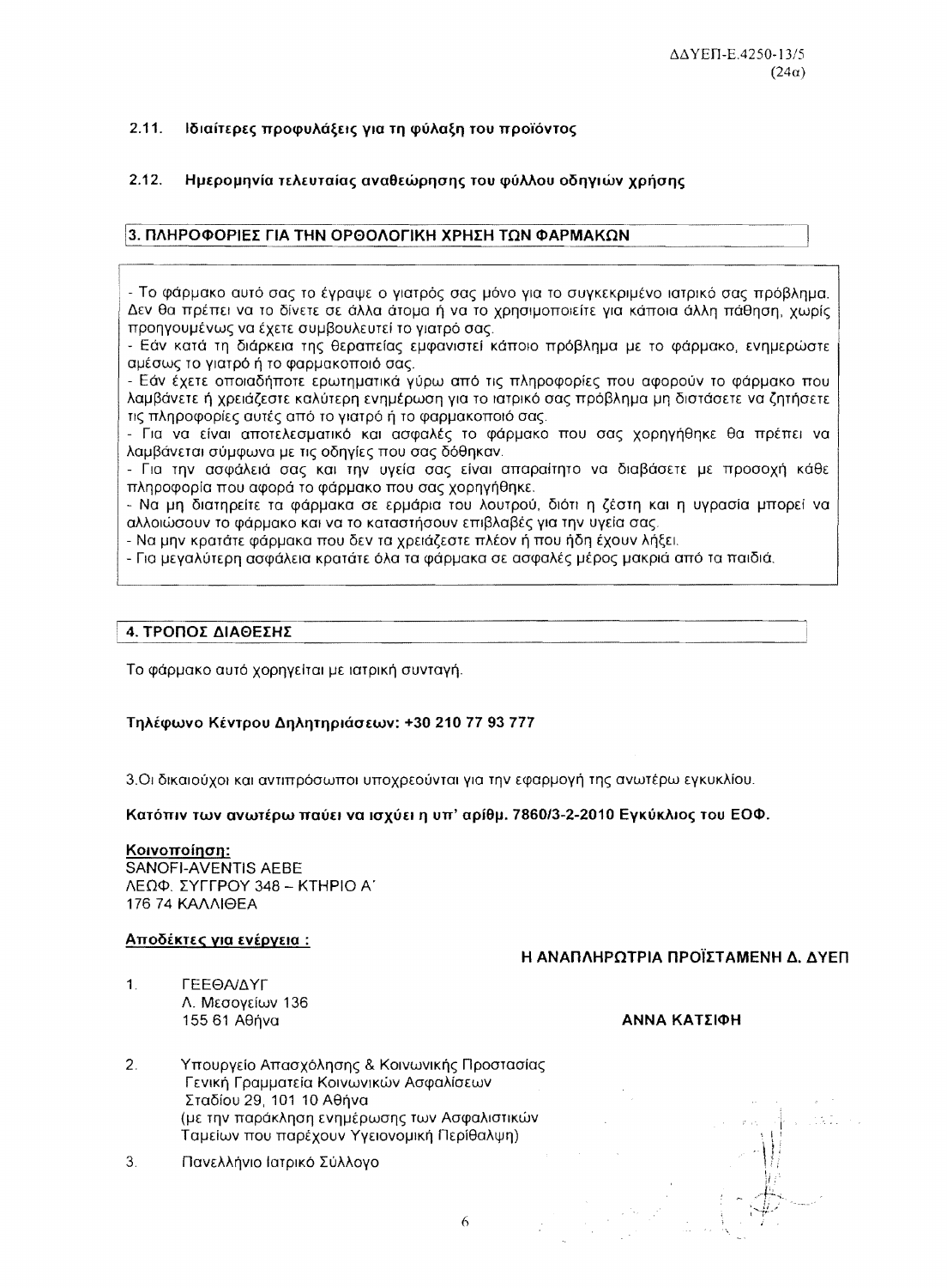### 2.11. Ιδιαίτερες προφυλάξεις για τη φύλαξη του προϊόντος

### 2.12. Ημερομηνία τελευταίας αναθεώρησης του φύλλου οδηγιών χρήσης

## 3. ΠΛΗΡΟΦΟΡΙΕΣ ΓΙΑ ΤΗΝ ΟΡΘΟΛΟΓΙΚΗ ΧΡΗΣΗ ΤΩΝ ΦΑΡΜΑΚΩΝ

- Το φάρμακο αυτό σας το έγραψε ο γιατρός σας μόνο για το συγκεκριμένο ιατρικό σας πρόβλημα. Δεν θα πρέπει να το δίνετε σε άλλα άτομα ή να το χρησιμοποιείτε για κάποια άλλη πάθηση, χωρίς προηγουμένως να έχετε συμβουλευτεί το γιατρό σας.
- Εάν κατά τη διάρκεια της θεραπείας εμφανιστεί κάποιο πρόβλημα με το φάρμακο, ενημερώστε αμέσως το γιατρό ή το φαρμακοποιό σας.
- Εάν έχετε οποιαδήποτε ερωτηματικά γύρω από τις πληροφορίες που αφορούν το φάρμακο που λαμβάνετε ή χρειάζεστε καλύτερη ενημέρωση για το ιατρικό σας πρόβλημα μη διστάσετε να ζητήσετε τις πληροφορίες αυτές από το γιατρό ή το φαρμακοποιό σας.
- Για να είναι αποτελεσματικό και ασφαλές το φάρμακο που σας χορηγήθηκε θα πρέπει να λαμβάνεται σύμφωνα με τις οδηγίες που σας δόθηκαν.
- Για την ασφάλειά σας και την υγεία σας είναι απαραίτητο να διαβάσετε με προσοχή κάθε πληροφορία που αφορά το φάρμακο που σας χορηγήθηκε.
- Να μη διατηρείτε τα φάρμακα σε ερμάρια του λουτρού, διότι η ζέστη και η υγρασία μπορεί να αλλοιώσουν το φάρμακο και να το καταστήσουν επιβλαβές για την υγεία σας.
- Να μην κρατάτε φάρμακα που δεν τα χρειάζεστε πλέον ή που ήδη έχουν λήξει.
- Για μεγαλύτερη ασφάλεια κρατάτε όλα τα φάρμακα σε ασφαλές μέρος μακριά από τα παιδιά.

## 4. ΤΡΟΠΟΣ ΔΙΑΘΕΣΗΣ

Το φάρμακο αυτό χορηγείται με ιατρική συνταγή.

**Τηλέφωνο Κέντρου Δηλητηριάσεων: +30 210 77 93 777**

3.Οι δικαιούχοι και αντιπρόσωποι υποχρεούνται για την εφαρμογή της ανωτέρω εγκυκλίου.

**Κατόπιν των ανωτέρω παύει να ισχύει η υπ' αρίθμ. 7860/3-2-2010 Εγκύκλιος του ΕΟΦ.**

**Κοινοποίηση:**
SANOFI-AVENTIS AEBE
ΛΕΩΦ. ΣΥΓΓΡΟΥ 348 – ΚΤΗΡΙΟ Α΄
176 74 ΚΑΛΛΙΘΕΑ

**Αποδέκτες για ενέργεια :**

**Η ΑΝΑΠΛΗΡΩΤΡΙΑ ΠΡΟΪΣΤΑΜΕΝΗ Δ. ΔΥΕΠ**

**ΑΝΝΑ ΚΑΤΣΙΦΗ**

1. ΓΕΕΘΑ/ΔΥΓ
   Λ. Μεσογείων 136
   155 61 Αθήνα
2. Υπουργείο Απασχόλησης & Κοινωνικής Προστασίας
   Γενική Γραμματεία Κοινωνικών Ασφαλίσεων
   Σταδίου 29, 101 10 Αθήνα
   (με την παράκληση ενημέρωσης των Ασφαλιστικών Ταμείων που παρέχουν Υγειονομική Περίθαλψη)
3. Πανελλήνιο Ιατρικό Σύλλογο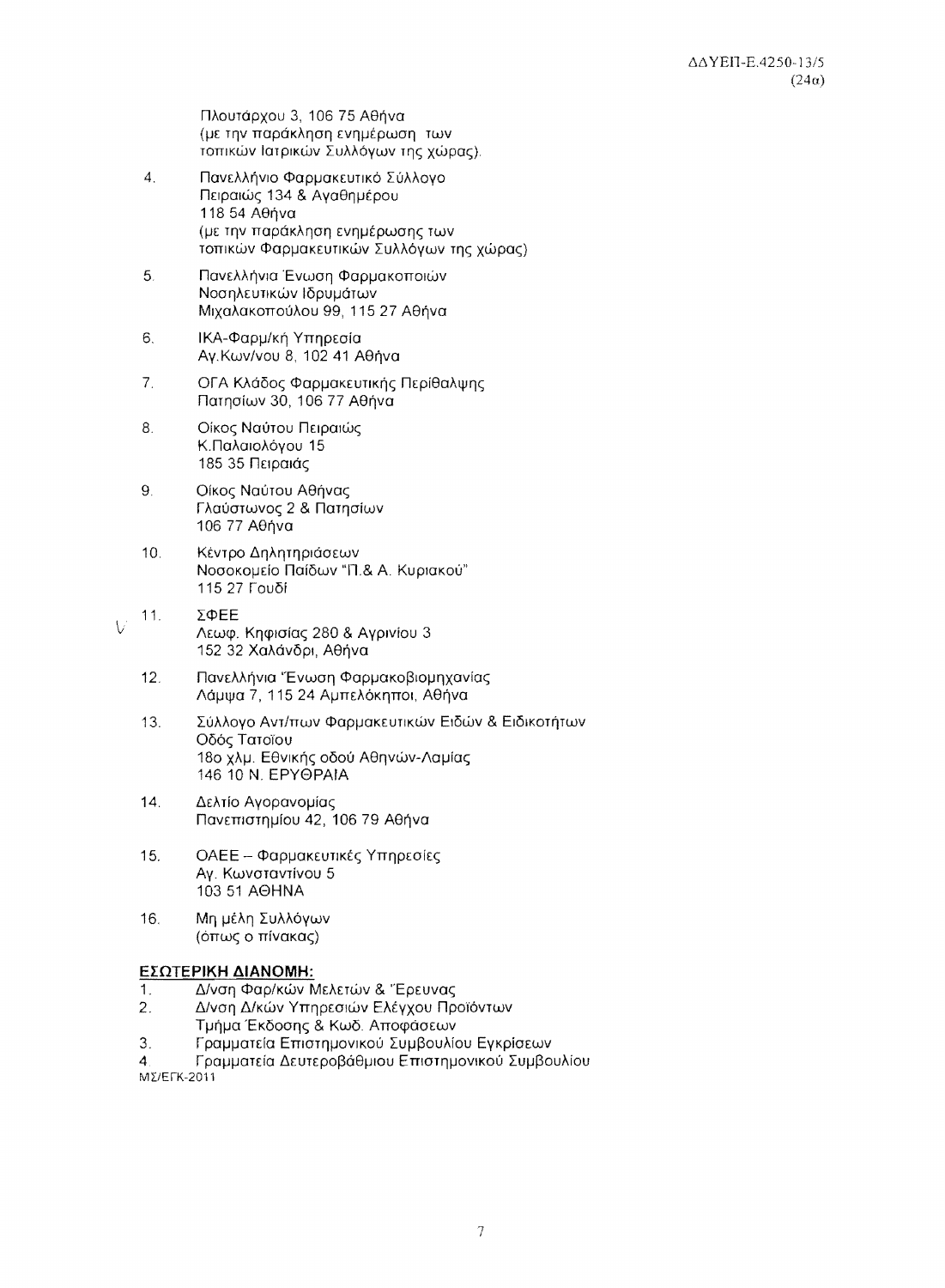ΔΔΥΕΠ-Ε.4250-13/5
(24α)

Πλουτάρχου 3, 106 75 Αθήνα
(με την παράκληση ενημέρωση των τοπικών Ιατρικών Συλλόγων της χώρας).

4. Πανελλήνιο Φαρμακευτικό Σύλλογο
   Πειραιώς 134 & Αγαθημέρου
   118 54 Αθήνα
   (με την παράκληση ενημέρωσης των τοπικών Φαρμακευτικών Συλλόγων της χώρας)

5. Πανελλήνια Ένωση Φαρμακοποιών Νοσηλευτικών Ιδρυμάτων
   Μιχαλακοπούλου 99, 115 27 Αθήνα

6. ΙΚΑ-Φαρμ/κή Υπηρεσία
   Αγ.Κων/νου 8, 102 41 Αθήνα

7. ΟΓΑ Κλάδος Φαρμακευτικής Περίθαλψης
   Πατησίων 30, 106 77 Αθήνα

8. Οίκος Ναύτου Πειραιώς
   Κ.Παλαιολόγου 15
   185 35 Πειραιάς

9. Οίκος Ναύτου Αθήνας
   Γλαύστωνος 2 & Πατησίων
   106 77 Αθήνα

10. Κέντρο Δηλητηριάσεων
    Νοσοκομείο Παίδων "Π.& Α. Κυριακού"
    115 27 Γουδί

11. ΣΦΕΕ
    Λεωφ. Κηφισίας 280 & Αγρινίου 3
    152 32 Χαλάνδρι, Αθήνα

12. Πανελλήνια Ένωση Φαρμακοβιομηχανίας
    Λάμψα 7, 115 24 Αμπελόκηποι, Αθήνα

13. Σύλλογο Αντ/πων Φαρμακευτικών Ειδών & Ειδικοτήτων
    Οδός Τατοΐου
    18ο χλμ. Εθνικής οδού Αθηνών-Λαμίας
    146 10 Ν. ΕΡΥΘΡΑΙΑ

14. Δελτίο Αγορανομίας
    Πανεπιστημίου 42, 106 79 Αθήνα

15. ΟΑΕΕ – Φαρμακευτικές Υπηρεσίες
    Αγ. Κωνσταντίνου 5
    103 51 ΑΘΗΝΑ

16. Μη μέλη Συλλόγων
    (όπως ο πίνακας)

**ΕΣΩΤΕΡΙΚΗ ΔΙΑΝΟΜΗ:**

1. Δ/νση Φαρ/κών Μελετών & Έρευνας
2. Δ/νση Δ/κών Υπηρεσιών Ελέγχου Προϊόντων
   Τμήμα Έκδοσης & Κωδ. Αποφάσεων
3. Γραμματεία Επιστημονικού Συμβουλίου Εγκρίσεων
4. Γραμματεία Δευτεροβάθμιου Επιστημονικού Συμβουλίου

ΜΣ/ΕΓΚ-2011